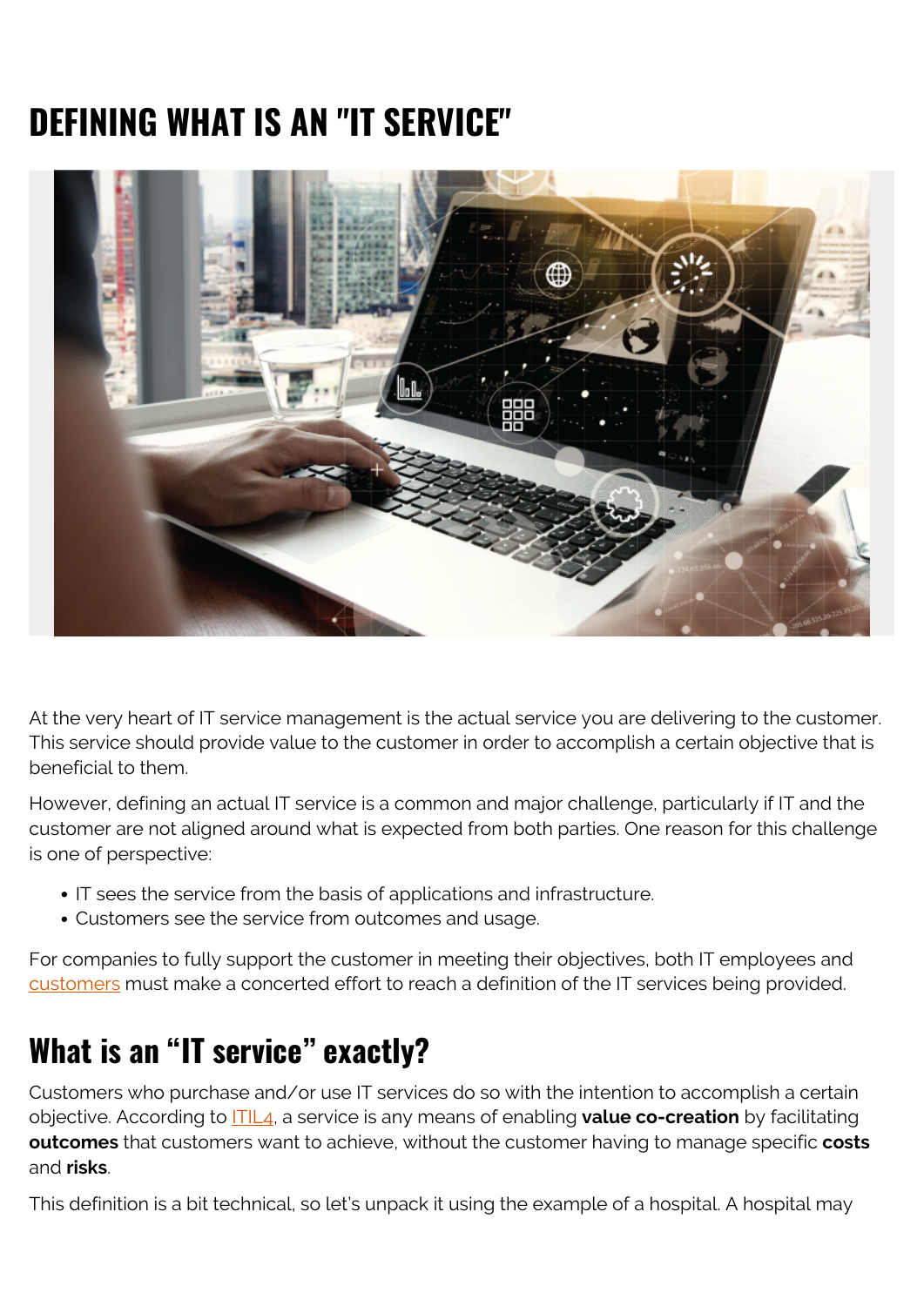# DEFINING WHAT IS AN "IT SERVICE"

At the very heart of IT service management is the actual service you are delivering to the customer. This service should provide value to the customer in order to accomplish a certain objective that is beneficial to them.

However, defining an actual IT service is a common and major challenge, particularly if IT and the customer are not aligned around what is expected from both parties. One reason for this challenge is one of perspective:

- IT sees the service from the basis of applications and infrastructure.
- Customers see the service from outcomes and usage.

For companies to fully support the customer in meeting their objectives, both IT employees and customers must make a concerted effort to reach a definition of the IT services being provided.

## What is an "IT service" exactly?

Customers who purchase and/or use IT services do so with the intention to accomplish a certain objective. According to ITIL4, a service is any means of enabling **value co-creation** by facilitating **outcomes** that customers want to achieve, without the customer having to manage specific **costs** and **risks**.

This definition is a bit technical, so let's unpack it using the example of a hospital. A hospital may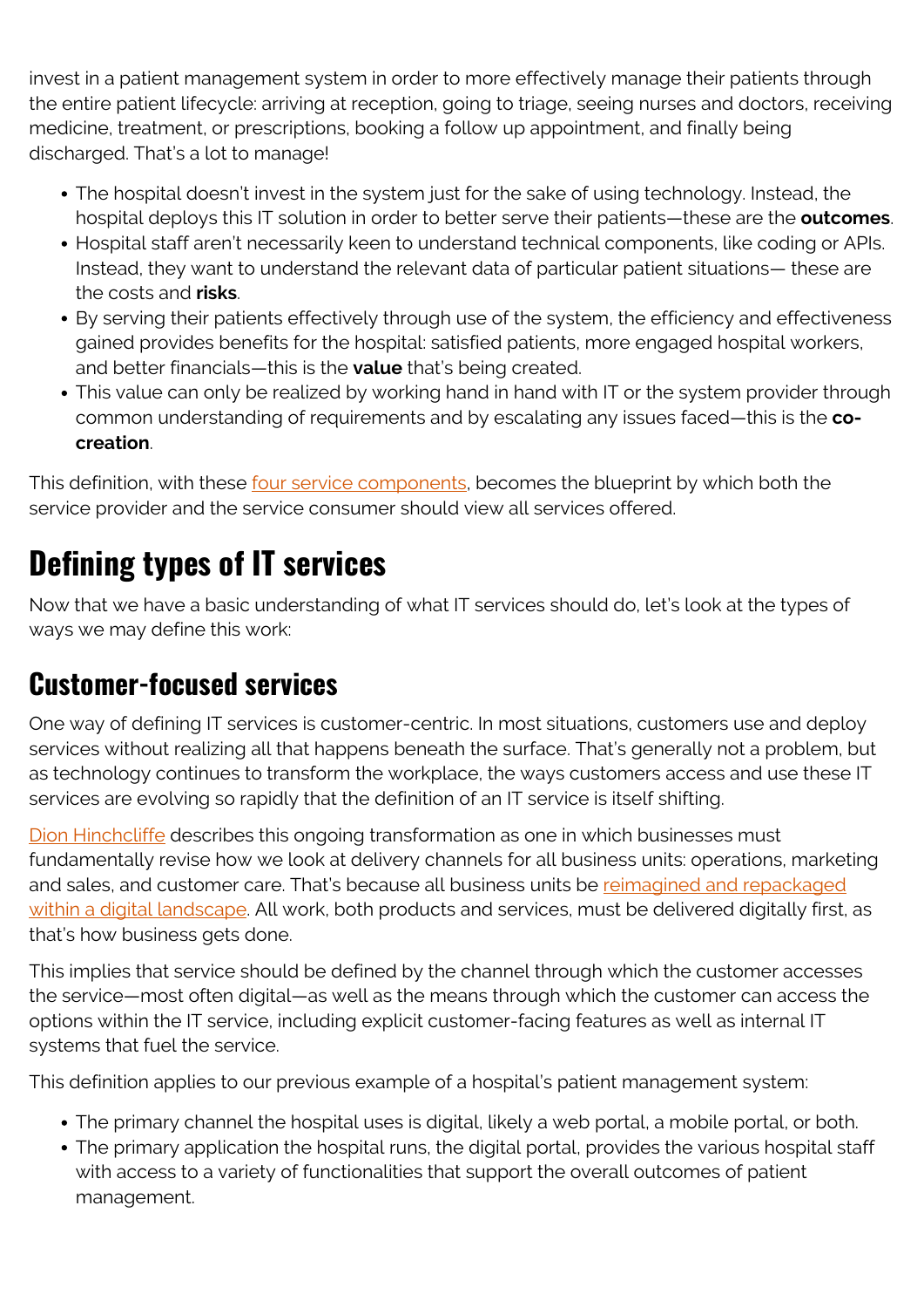invest in a patient management system in order to more effectively manage their patients through the entire patient lifecycle: arriving at reception, going to triage, seeing nurses and doctors, receiving medicine, treatment, or prescriptions, booking a follow up appointment, and finally being discharged. That's a lot to manage!

- The hospital doesn't invest in the system just for the sake of using technology. Instead, the hospital deploys this IT solution in order to better serve their patients—these are the **outcomes**.
- Hospital staff aren't necessarily keen to understand technical components, like coding or APIs. Instead, they want to understand the relevant data of particular patient situations— these are the costs and **risks**.
- By serving their patients effectively through use of the system, the efficiency and effectiveness gained provides benefits for the hospital: satisfied patients, more engaged hospital workers, and better financials—this is the **value** that's being created.
- This value can only be realized by working hand in hand with IT or the system provider through common understanding of requirements and by escalating any issues faced—this is the **co-creation**.

This definition, with these four service components, becomes the blueprint by which both the service provider and the service consumer should view all services offered.

# Defining types of IT services

Now that we have a basic understanding of what IT services should do, let's look at the types of ways we may define this work:

## Customer-focused services

One way of defining IT services is customer-centric. In most situations, customers use and deploy services without realizing all that happens beneath the surface. That's generally not a problem, but as technology continues to transform the workplace, the ways customers access and use these IT services are evolving so rapidly that the definition of an IT service is itself shifting.

Dion Hinchcliffe describes this ongoing transformation as one in which businesses must fundamentally revise how we look at delivery channels for all business units: operations, marketing and sales, and customer care. That's because all business units be reimagined and repackaged within a digital landscape. All work, both products and services, must be delivered digitally first, as that's how business gets done.

This implies that service should be defined by the channel through which the customer accesses the service—most often digital—as well as the means through which the customer can access the options within the IT service, including explicit customer-facing features as well as internal IT systems that fuel the service.

This definition applies to our previous example of a hospital's patient management system:

- The primary channel the hospital uses is digital, likely a web portal, a mobile portal, or both.
- The primary application the hospital runs, the digital portal, provides the various hospital staff with access to a variety of functionalities that support the overall outcomes of patient management.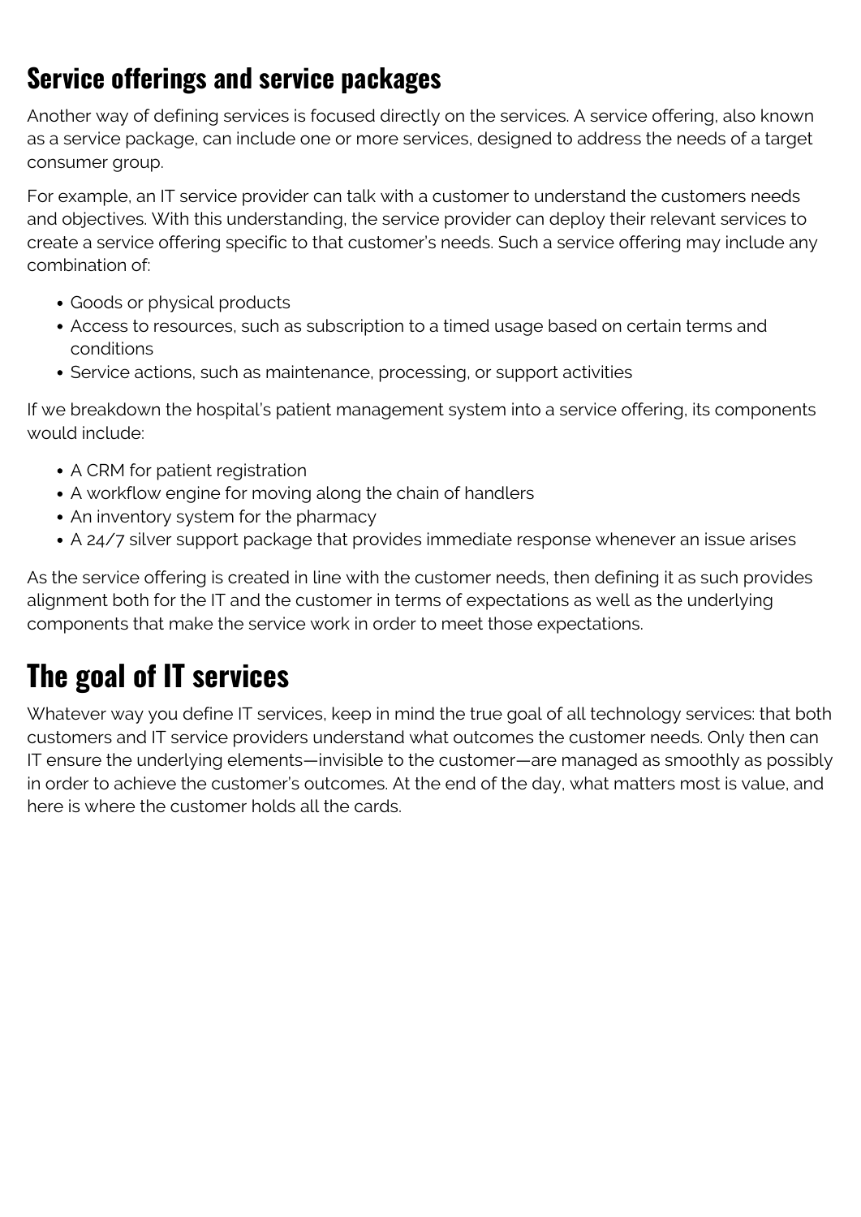## Service offerings and service packages

Another way of defining services is focused directly on the services. A service offering, also known as a service package, can include one or more services, designed to address the needs of a target consumer group.

For example, an IT service provider can talk with a customer to understand the customers needs and objectives. With this understanding, the service provider can deploy their relevant services to create a service offering specific to that customer's needs. Such a service offering may include any combination of:

- Goods or physical products
- Access to resources, such as subscription to a timed usage based on certain terms and conditions
- Service actions, such as maintenance, processing, or support activities

If we breakdown the hospital's patient management system into a service offering, its components would include:

- A CRM for patient registration
- A workflow engine for moving along the chain of handlers
- An inventory system for the pharmacy
- A 24/7 silver support package that provides immediate response whenever an issue arises

As the service offering is created in line with the customer needs, then defining it as such provides alignment both for the IT and the customer in terms of expectations as well as the underlying components that make the service work in order to meet those expectations.

# The goal of IT services

Whatever way you define IT services, keep in mind the true goal of all technology services: that both customers and IT service providers understand what outcomes the customer needs. Only then can IT ensure the underlying elements—invisible to the customer—are managed as smoothly as possibly in order to achieve the customer's outcomes. At the end of the day, what matters most is value, and here is where the customer holds all the cards.